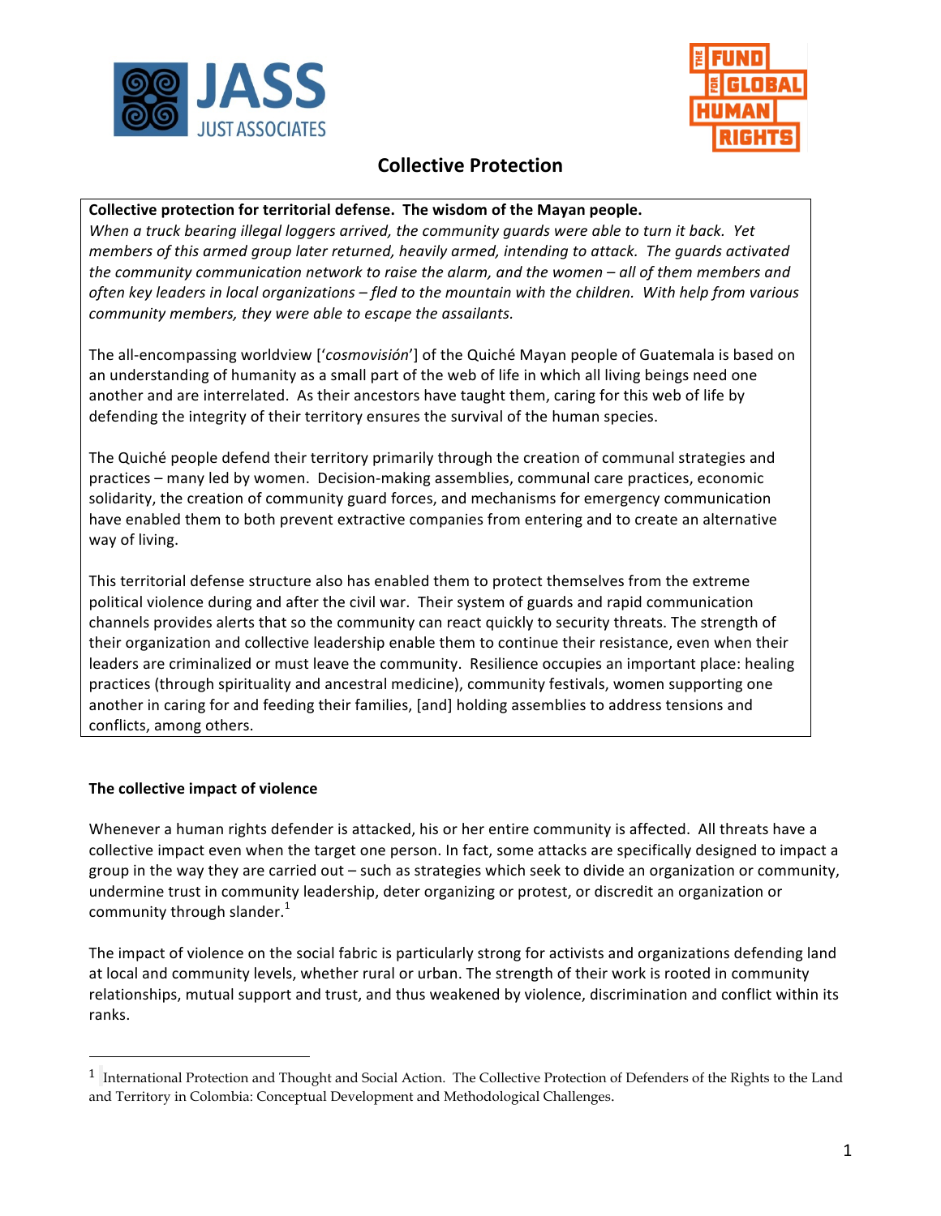# Collective Protection

**Collective protection for territorial defense. The wisdom of the Mayan people.**

*When a truck bearing illegal loggers arrived, the community guards were able to turn it back. Yet members of this armed group later returned, heavily armed, intending to attack. The guards activated the community communication network to raise the alarm, and the women – all of them members and often key leaders in local organizations – fled to the mountain with the children. With help from various community members, they were able to escape the assailants.*

The all-encompassing worldview ['*cosmovisión*'] of the Quiché Mayan people of Guatemala is based on an understanding of humanity as a small part of the web of life in which all living beings need one another and are interrelated. As their ancestors have taught them, caring for this web of life by defending the integrity of their territory ensures the survival of the human species.

The Quiché people defend their territory primarily through the creation of communal strategies and practices – many led by women. Decision-making assemblies, communal care practices, economic solidarity, the creation of community guard forces, and mechanisms for emergency communication have enabled them to both prevent extractive companies from entering and to create an alternative way of living.

This territorial defense structure also has enabled them to protect themselves from the extreme political violence during and after the civil war. Their system of guards and rapid communication channels provides alerts that so the community can react quickly to security threats. The strength of their organization and collective leadership enable them to continue their resistance, even when their leaders are criminalized or must leave the community. Resilience occupies an important place: healing practices (through spirituality and ancestral medicine), community festivals, women supporting one another in caring for and feeding their families, [and] holding assemblies to address tensions and conflicts, among others.

## The collective impact of violence

Whenever a human rights defender is attacked, his or her entire community is affected. All threats have a collective impact even when the target one person. In fact, some attacks are specifically designed to impact a group in the way they are carried out – such as strategies which seek to divide an organization or community, undermine trust in community leadership, deter organizing or protest, or discredit an organization or community through slander.[1]

The impact of violence on the social fabric is particularly strong for activists and organizations defending land at local and community levels, whether rural or urban. The strength of their work is rooted in community relationships, mutual support and trust, and thus weakened by violence, discrimination and conflict within its ranks.

---

[1] International Protection and Thought and Social Action. The Collective Protection of Defenders of the Rights to the Land and Territory in Colombia: Conceptual Development and Methodological Challenges.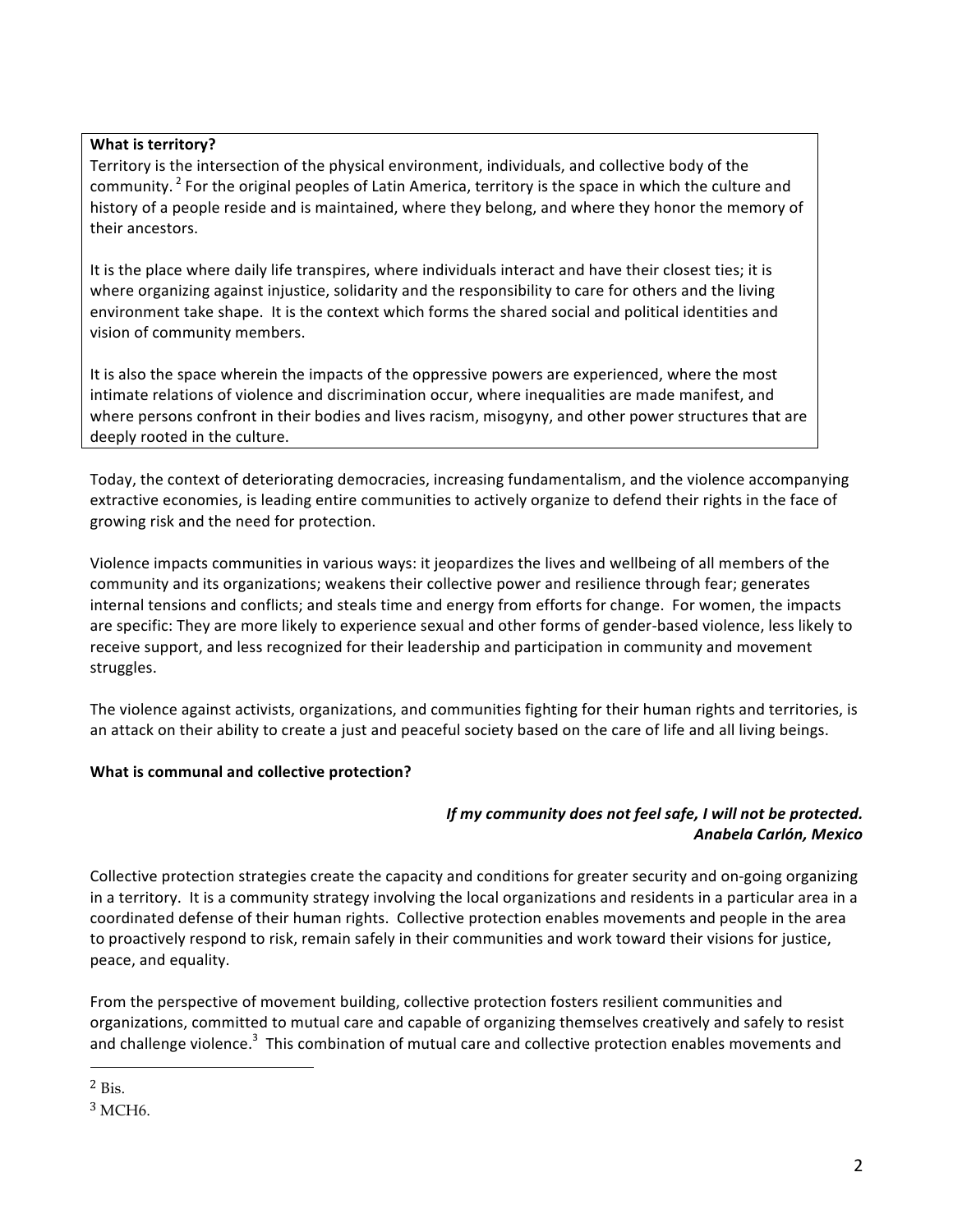**What is territory?**

Territory is the intersection of the physical environment, individuals, and collective body of the community.[2] For the original peoples of Latin America, territory is the space in which the culture and history of a people reside and is maintained, where they belong, and where they honor the memory of their ancestors.

It is the place where daily life transpires, where individuals interact and have their closest ties; it is where organizing against injustice, solidarity and the responsibility to care for others and the living environment take shape. It is the context which forms the shared social and political identities and vision of community members.

It is also the space wherein the impacts of the oppressive powers are experienced, where the most intimate relations of violence and discrimination occur, where inequalities are made manifest, and where persons confront in their bodies and lives racism, misogyny, and other power structures that are deeply rooted in the culture.

Today, the context of deteriorating democracies, increasing fundamentalism, and the violence accompanying extractive economies, is leading entire communities to actively organize to defend their rights in the face of growing risk and the need for protection.

Violence impacts communities in various ways: it jeopardizes the lives and wellbeing of all members of the community and its organizations; weakens their collective power and resilience through fear; generates internal tensions and conflicts; and steals time and energy from efforts for change. For women, the impacts are specific: They are more likely to experience sexual and other forms of gender-based violence, less likely to receive support, and less recognized for their leadership and participation in community and movement struggles.

The violence against activists, organizations, and communities fighting for their human rights and territories, is an attack on their ability to create a just and peaceful society based on the care of life and all living beings.

**What is communal and collective protection?**

***If my community does not feel safe, I will not be protected.***
***Anabela Carlón, Mexico***

Collective protection strategies create the capacity and conditions for greater security and on-going organizing in a territory. It is a community strategy involving the local organizations and residents in a particular area in a coordinated defense of their human rights. Collective protection enables movements and people in the area to proactively respond to risk, remain safely in their communities and work toward their visions for justice, peace, and equality.

From the perspective of movement building, collective protection fosters resilient communities and organizations, committed to mutual care and capable of organizing themselves creatively and safely to resist and challenge violence.[3] This combination of mutual care and collective protection enables movements and

[2] Bis.

[3] MCH6.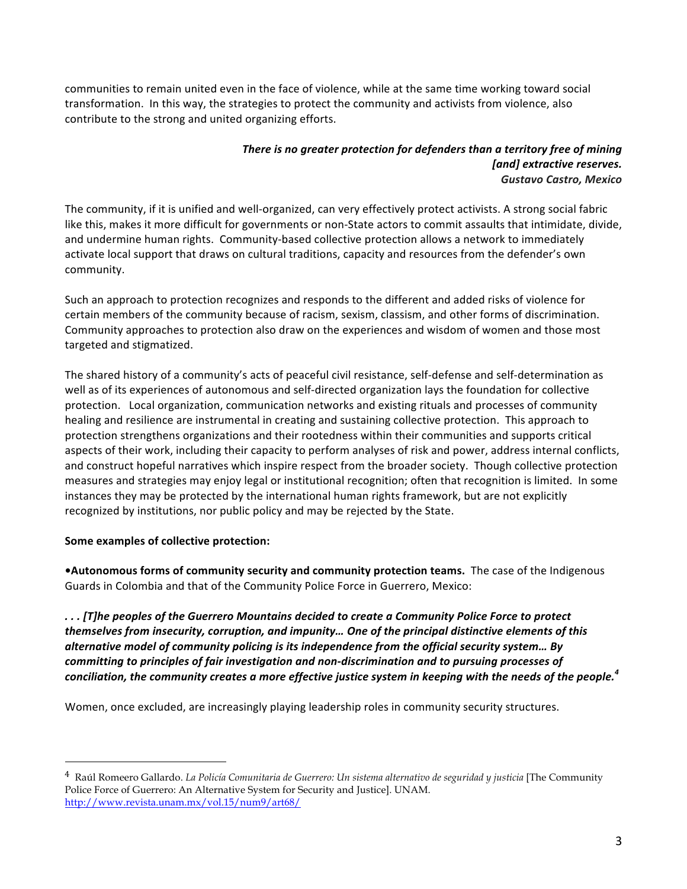communities to remain united even in the face of violence, while at the same time working toward social transformation. In this way, the strategies to protect the community and activists from violence, also contribute to the strong and united organizing efforts.

> ***There is no greater protection for defenders than a territory free of mining [and] extractive reserves.***
> ***Gustavo Castro, Mexico***

The community, if it is unified and well-organized, can very effectively protect activists. A strong social fabric like this, makes it more difficult for governments or non-State actors to commit assaults that intimidate, divide, and undermine human rights. Community-based collective protection allows a network to immediately activate local support that draws on cultural traditions, capacity and resources from the defender's own community.

Such an approach to protection recognizes and responds to the different and added risks of violence for certain members of the community because of racism, sexism, classism, and other forms of discrimination. Community approaches to protection also draw on the experiences and wisdom of women and those most targeted and stigmatized.

The shared history of a community's acts of peaceful civil resistance, self-defense and self-determination as well as of its experiences of autonomous and self-directed organization lays the foundation for collective protection. Local organization, communication networks and existing rituals and processes of community healing and resilience are instrumental in creating and sustaining collective protection. This approach to protection strengthens organizations and their rootedness within their communities and supports critical aspects of their work, including their capacity to perform analyses of risk and power, address internal conflicts, and construct hopeful narratives which inspire respect from the broader society. Though collective protection measures and strategies may enjoy legal or institutional recognition; often that recognition is limited. In some instances they may be protected by the international human rights framework, but are not explicitly recognized by institutions, nor public policy and may be rejected by the State.

**Some examples of collective protection:**

- **Autonomous forms of community security and community protection teams.** The case of the Indigenous Guards in Colombia and that of the Community Police Force in Guerrero, Mexico:

***. . . [T]he peoples of the Guerrero Mountains decided to create a Community Police Force to protect themselves from insecurity, corruption, and impunity… One of the principal distinctive elements of this alternative model of community policing is its independence from the official security system… By committing to principles of fair investigation and non-discrimination and to pursuing processes of conciliation, the community creates a more effective justice system in keeping with the needs of the people.***[4]

Women, once excluded, are increasingly playing leadership roles in community security structures.

---

[4] Raúl Romeero Gallardo. *La Policía Comunitaria de Guerrero: Un sistema alternativo de seguridad y justicia* [The Community Police Force of Guerrero: An Alternative System for Security and Justice]. UNAM. http://www.revista.unam.mx/vol.15/num9/art68/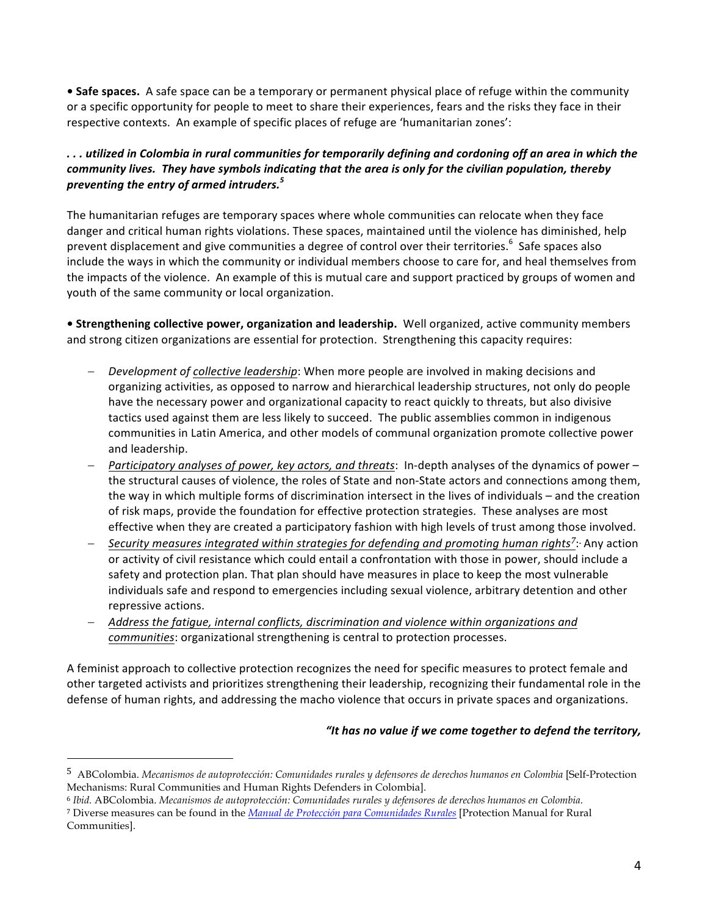**• Safe spaces.** A safe space can be a temporary or permanent physical place of refuge within the community or a specific opportunity for people to meet to share their experiences, fears and the risks they face in their respective contexts. An example of specific places of refuge are 'humanitarian zones':

***. . . utilized in Colombia in rural communities for temporarily defining and cordoning off an area in which the community lives. They have symbols indicating that the area is only for the civilian population, thereby preventing the entry of armed intruders.[5]***

The humanitarian refuges are temporary spaces where whole communities can relocate when they face danger and critical human rights violations. These spaces, maintained until the violence has diminished, help prevent displacement and give communities a degree of control over their territories.[6] Safe spaces also include the ways in which the community or individual members choose to care for, and heal themselves from the impacts of the violence. An example of this is mutual care and support practiced by groups of women and youth of the same community or local organization.

**• Strengthening collective power, organization and leadership.** Well organized, active community members and strong citizen organizations are essential for protection. Strengthening this capacity requires:

- *Development of collective leadership*: When more people are involved in making decisions and organizing activities, as opposed to narrow and hierarchical leadership structures, not only do people have the necessary power and organizational capacity to react quickly to threats, but also divisive tactics used against them are less likely to succeed. The public assemblies common in indigenous communities in Latin America, and other models of communal organization promote collective power and leadership.
- *Participatory analyses of power, key actors, and threats*: In-depth analyses of the dynamics of power – the structural causes of violence, the roles of State and non-State actors and connections among them, the way in which multiple forms of discrimination intersect in the lives of individuals – and the creation of risk maps, provide the foundation for effective protection strategies. These analyses are most effective when they are created a participatory fashion with high levels of trust among those involved.
- *Security measures integrated within strategies for defending and promoting human rights*[7]: Any action or activity of civil resistance which could entail a confrontation with those in power, should include a safety and protection plan. That plan should have measures in place to keep the most vulnerable individuals safe and respond to emergencies including sexual violence, arbitrary detention and other repressive actions.
- *Address the fatigue, internal conflicts, discrimination and violence within organizations and communities*: organizational strengthening is central to protection processes.

A feminist approach to collective protection recognizes the need for specific measures to protect female and other targeted activists and prioritizes strengthening their leadership, recognizing their fundamental role in the defense of human rights, and addressing the macho violence that occurs in private spaces and organizations.

***"It has no value if we come together to defend the territory,***

---

[5] ABColombia. *Mecanismos de autoprotección: Comunidades rurales y defensores de derechos humanos en Colombia* [Self-Protection Mechanisms: Rural Communities and Human Rights Defenders in Colombia].

[6] *Ibid.* ABColombia. *Mecanismos de autoprotección: Comunidades rurales y defensores de derechos humanos en Colombia*.

[7] Diverse measures can be found in the *Manual de Protección para Comunidades Rurales* [Protection Manual for Rural Communities].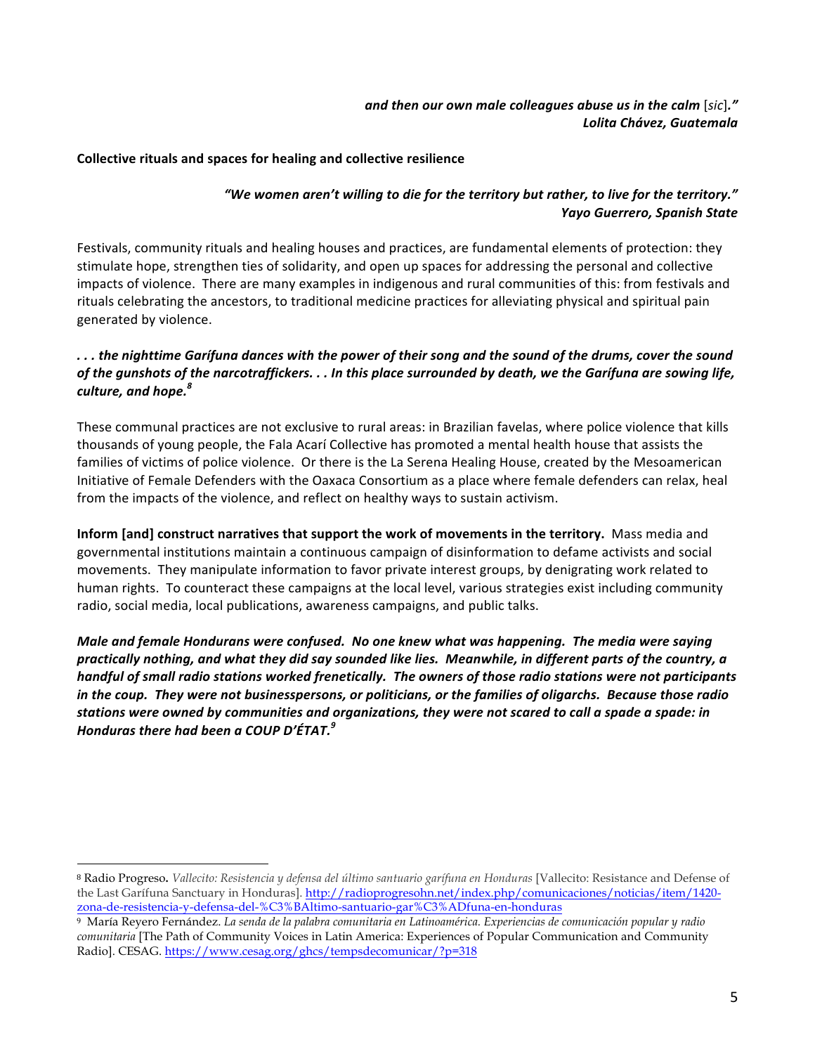***and then our own male colleagues abuse us in the calm* [*sic*]*."***
***Lolita Chávez, Guatemala***

**Collective rituals and spaces for healing and collective resilience**

***"We women aren't willing to die for the territory but rather, to live for the territory."***
***Yayo Guerrero, Spanish State***

Festivals, community rituals and healing houses and practices, are fundamental elements of protection: they stimulate hope, strengthen ties of solidarity, and open up spaces for addressing the personal and collective impacts of violence. There are many examples in indigenous and rural communities of this: from festivals and rituals celebrating the ancestors, to traditional medicine practices for alleviating physical and spiritual pain generated by violence.

***. . . the nighttime Garífuna dances with the power of their song and the sound of the drums, cover the sound of the gunshots of the narcotraffickers. . . In this place surrounded by death, we the Garífuna are sowing life, culture, and hope.***[8]

These communal practices are not exclusive to rural areas: in Brazilian favelas, where police violence that kills thousands of young people, the Fala Acarí Collective has promoted a mental health house that assists the families of victims of police violence. Or there is the La Serena Healing House, created by the Mesoamerican Initiative of Female Defenders with the Oaxaca Consortium as a place where female defenders can relax, heal from the impacts of the violence, and reflect on healthy ways to sustain activism.

**Inform [and] construct narratives that support the work of movements in the territory.** Mass media and governmental institutions maintain a continuous campaign of disinformation to defame activists and social movements. They manipulate information to favor private interest groups, by denigrating work related to human rights. To counteract these campaigns at the local level, various strategies exist including community radio, social media, local publications, awareness campaigns, and public talks.

***Male and female Hondurans were confused. No one knew what was happening. The media were saying practically nothing, and what they did say sounded like lies. Meanwhile, in different parts of the country, a handful of small radio stations worked frenetically. The owners of those radio stations were not participants in the coup. They were not businesspersons, or politicians, or the families of oligarchs. Because those radio stations were owned by communities and organizations, they were not scared to call a spade a spade: in Honduras there had been a COUP D'ÉTAT.***[9]

---

[8] Radio Progreso. *Vallecito: Resistencia y defensa del último santuario garífuna en Honduras* [Vallecito: Resistance and Defense of the Last Garífuna Sanctuary in Honduras]. http://radioprogresohn.net/index.php/comunicaciones/noticias/item/1420-zona-de-resistencia-y-defensa-del-%C3%BAltimo-santuario-gar%C3%ADfuna-en-honduras

[9] María Reyero Fernández. *La senda de la palabra comunitaria en Latinoamérica. Experiencias de comunicación popular y radio comunitaria* [The Path of Community Voices in Latin America: Experiences of Popular Communication and Community Radio]. CESAG. https://www.cesag.org/ghcs/tempsdecomunicar/?p=318